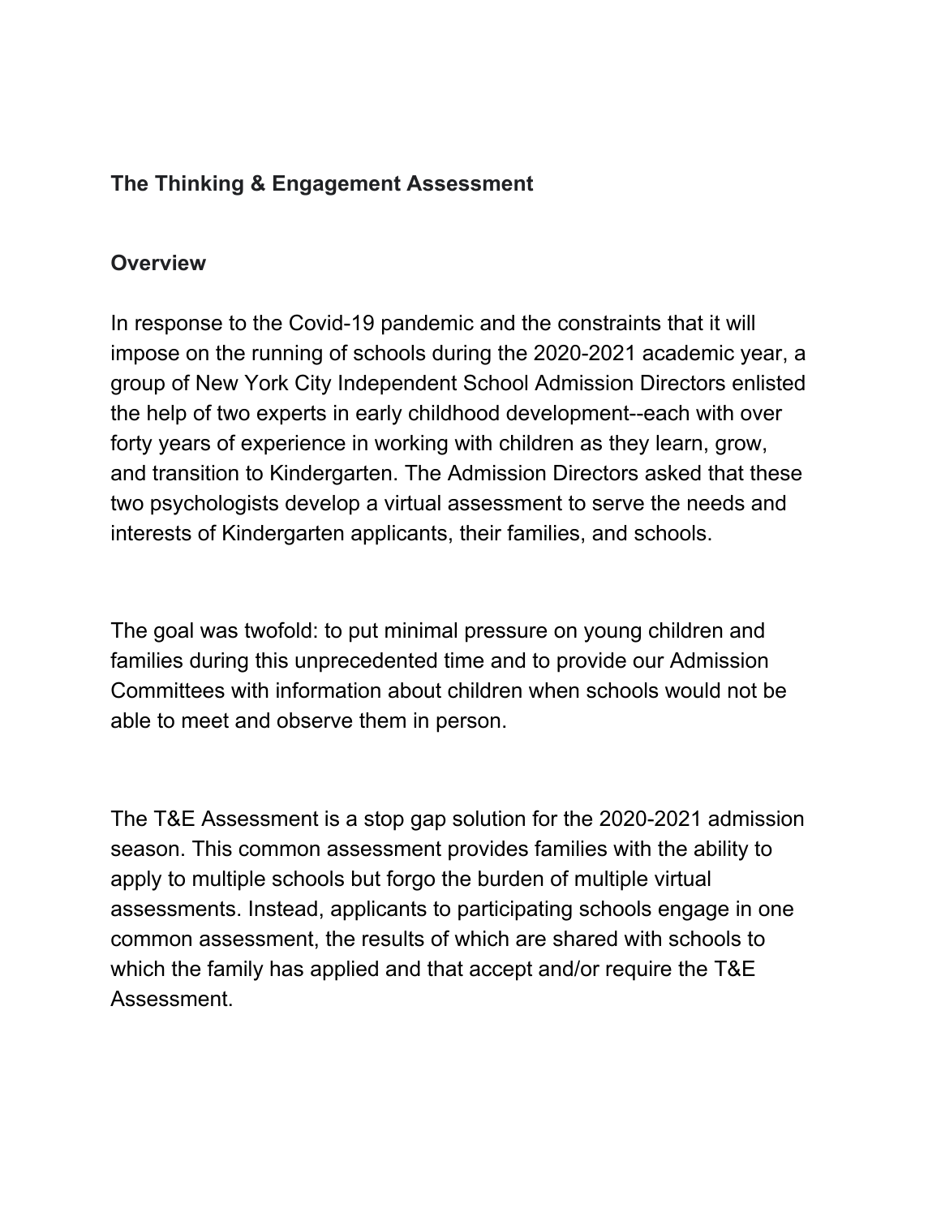**The Thinking & Engagement Assessment**

**Overview**

In response to the Covid-19 pandemic and the constraints that it will impose on the running of schools during the 2020-2021 academic year, a group of New York City Independent School Admission Directors enlisted the help of two experts in early childhood development--each with over forty years of experience in working with children as they learn, grow, and transition to Kindergarten. The Admission Directors asked that these two psychologists develop a virtual assessment to serve the needs and interests of Kindergarten applicants, their families, and schools.

The goal was twofold: to put minimal pressure on young children and families during this unprecedented time and to provide our Admission Committees with information about children when schools would not be able to meet and observe them in person.

The T&E Assessment is a stop gap solution for the 2020-2021 admission season. This common assessment provides families with the ability to apply to multiple schools but forgo the burden of multiple virtual assessments. Instead, applicants to participating schools engage in one common assessment, the results of which are shared with schools to which the family has applied and that accept and/or require the T&E Assessment.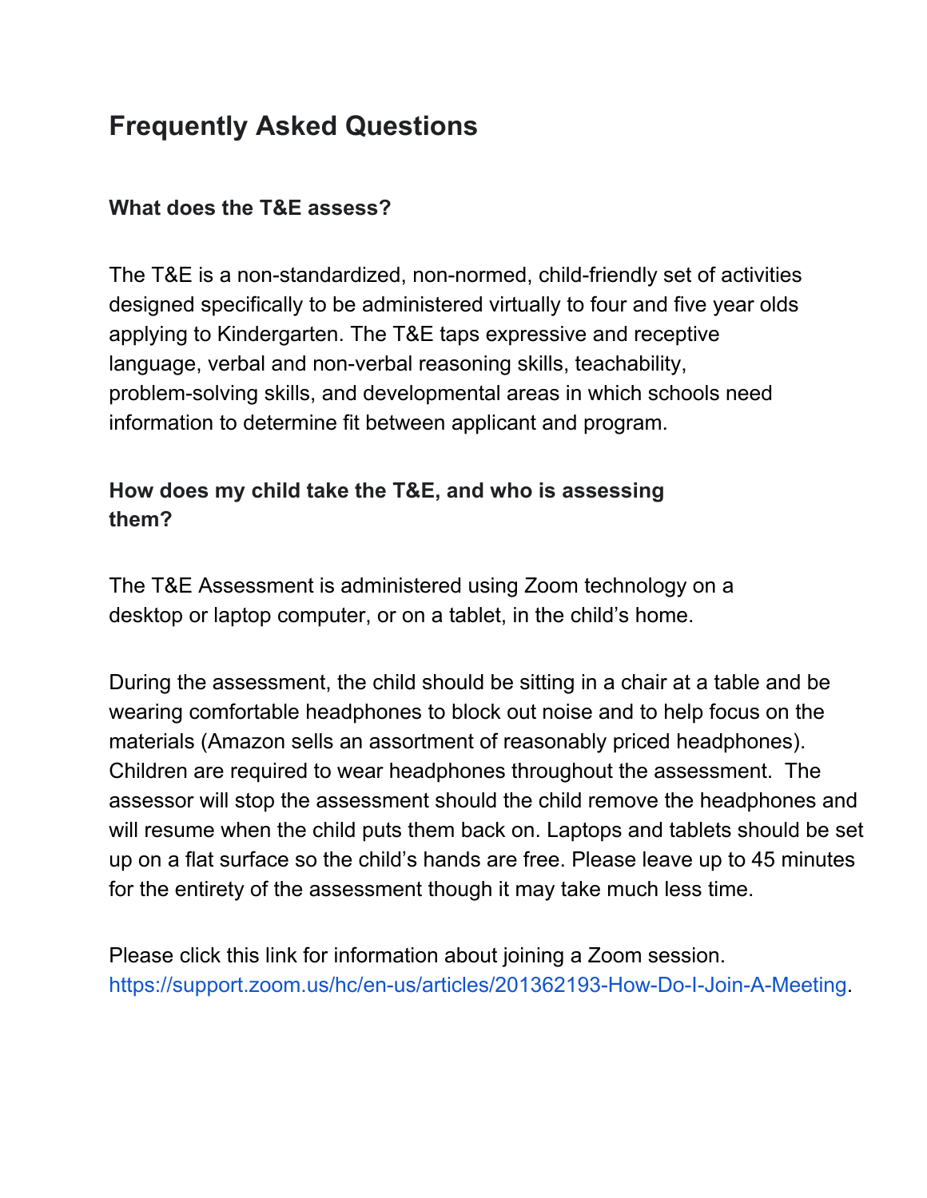# Frequently Asked Questions

### What does the T&E assess?

The T&E is a non-standardized, non-normed, child-friendly set of activities designed specifically to be administered virtually to four and five year olds applying to Kindergarten. The T&E taps expressive and receptive language, verbal and non-verbal reasoning skills, teachability, problem-solving skills, and developmental areas in which schools need information to determine fit between applicant and program.

### How does my child take the T&E, and who is assessing them?

The T&E Assessment is administered using Zoom technology on a desktop or laptop computer, or on a tablet, in the child's home.

During the assessment, the child should be sitting in a chair at a table and be wearing comfortable headphones to block out noise and to help focus on the materials (Amazon sells an assortment of reasonably priced headphones). Children are required to wear headphones throughout the assessment. The assessor will stop the assessment should the child remove the headphones and will resume when the child puts them back on. Laptops and tablets should be set up on a flat surface so the child's hands are free. Please leave up to 45 minutes for the entirety of the assessment though it may take much less time.

Please click this link for information about joining a Zoom session. https://support.zoom.us/hc/en-us/articles/201362193-How-Do-I-Join-A-Meeting.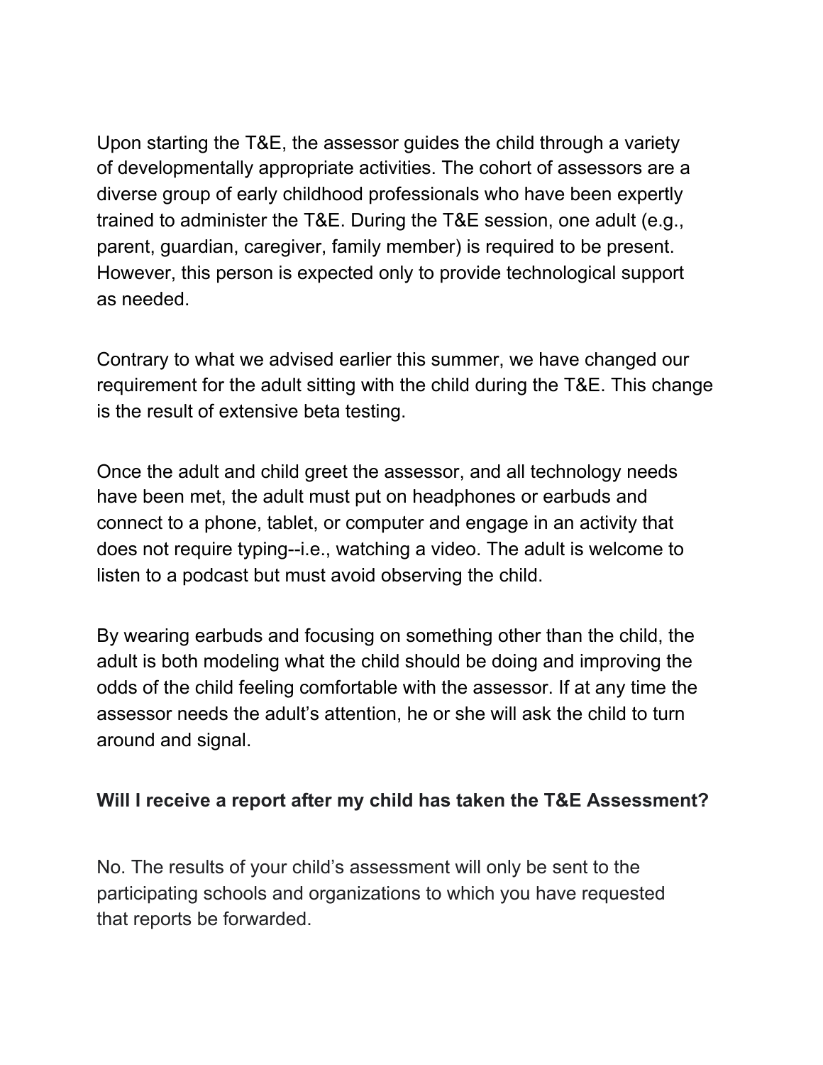Upon starting the T&E, the assessor guides the child through a variety of developmentally appropriate activities. The cohort of assessors are a diverse group of early childhood professionals who have been expertly trained to administer the T&E. During the T&E session, one adult (e.g., parent, guardian, caregiver, family member) is required to be present. However, this person is expected only to provide technological support as needed.

Contrary to what we advised earlier this summer, we have changed our requirement for the adult sitting with the child during the T&E. This change is the result of extensive beta testing.

Once the adult and child greet the assessor, and all technology needs have been met, the adult must put on headphones or earbuds and connect to a phone, tablet, or computer and engage in an activity that does not require typing--i.e., watching a video. The adult is welcome to listen to a podcast but must avoid observing the child.

By wearing earbuds and focusing on something other than the child, the adult is both modeling what the child should be doing and improving the odds of the child feeling comfortable with the assessor. If at any time the assessor needs the adult's attention, he or she will ask the child to turn around and signal.

**Will I receive a report after my child has taken the T&E Assessment?**

No. The results of your child's assessment will only be sent to the participating schools and organizations to which you have requested that reports be forwarded.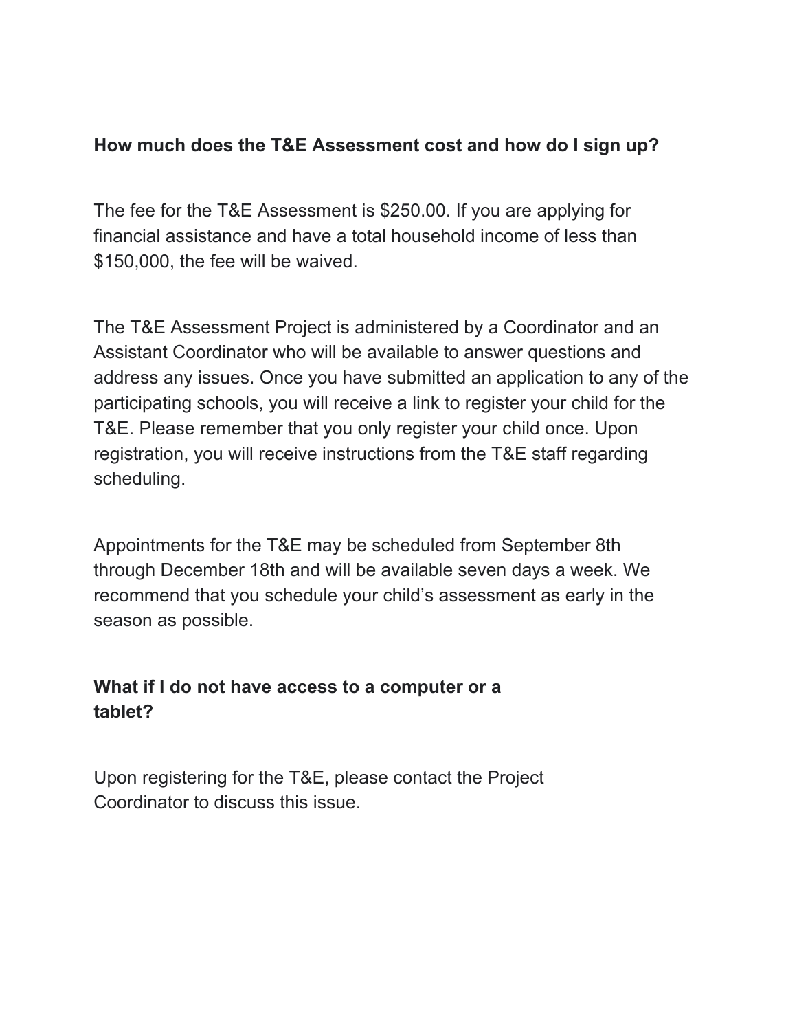**How much does the T&E Assessment cost and how do I sign up?**

The fee for the T&E Assessment is $250.00. If you are applying for financial assistance and have a total household income of less than $150,000, the fee will be waived.

The T&E Assessment Project is administered by a Coordinator and an Assistant Coordinator who will be available to answer questions and address any issues. Once you have submitted an application to any of the participating schools, you will receive a link to register your child for the T&E. Please remember that you only register your child once. Upon registration, you will receive instructions from the T&E staff regarding scheduling.

Appointments for the T&E may be scheduled from September 8th through December 18th and will be available seven days a week. We recommend that you schedule your child's assessment as early in the season as possible.

**What if I do not have access to a computer or a tablet?**

Upon registering for the T&E, please contact the Project Coordinator to discuss this issue.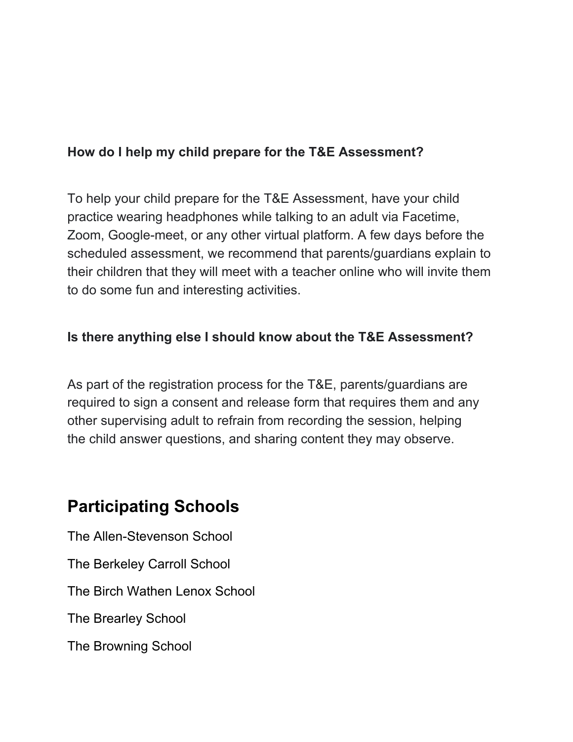**How do I help my child prepare for the T&E Assessment?**

To help your child prepare for the T&E Assessment, have your child practice wearing headphones while talking to an adult via Facetime, Zoom, Google-meet, or any other virtual platform. A few days before the scheduled assessment, we recommend that parents/guardians explain to their children that they will meet with a teacher online who will invite them to do some fun and interesting activities.

**Is there anything else I should know about the T&E Assessment?**

As part of the registration process for the T&E, parents/guardians are required to sign a consent and release form that requires them and any other supervising adult to refrain from recording the session, helping the child answer questions, and sharing content they may observe.

## Participating Schools

The Allen-Stevenson School

The Berkeley Carroll School

The Birch Wathen Lenox School

The Brearley School

The Browning School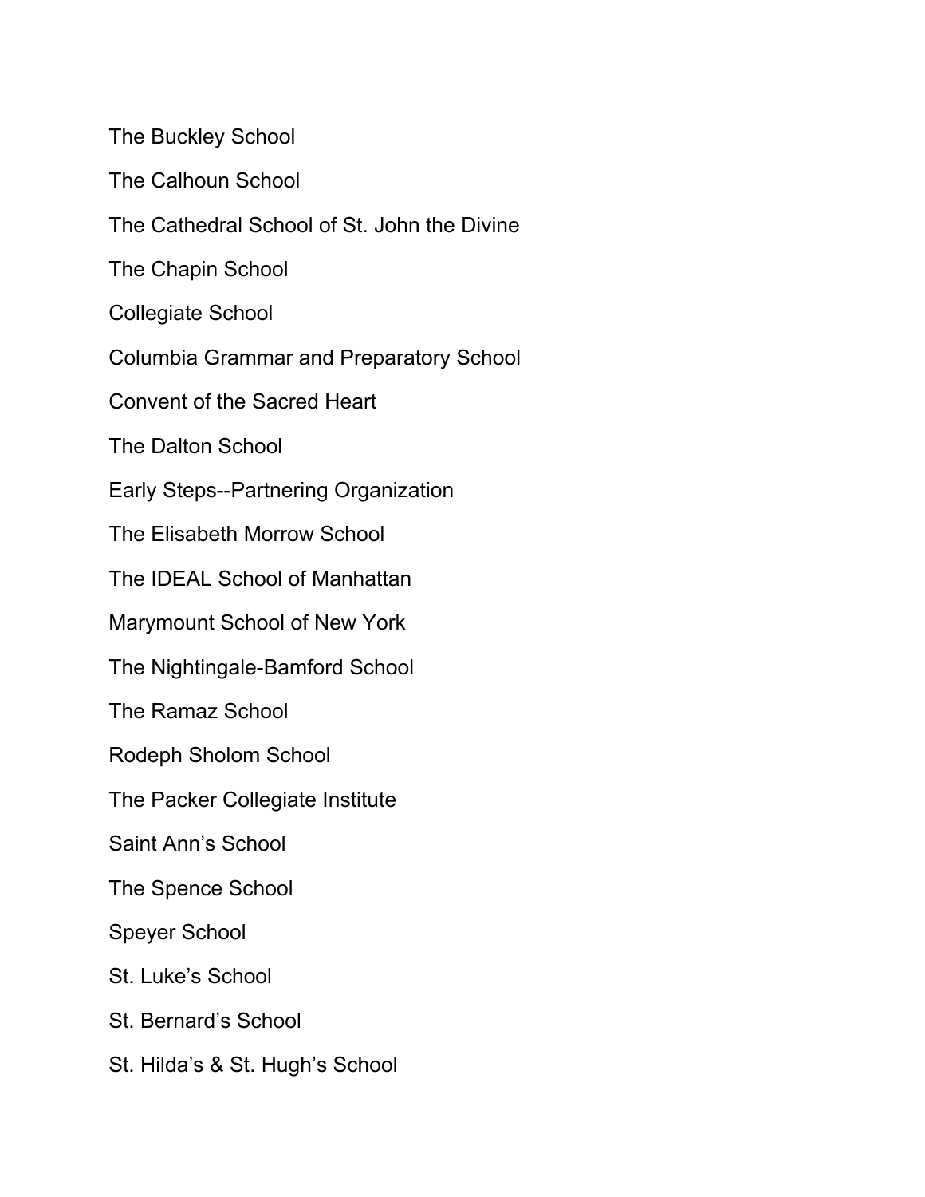The Buckley School

The Calhoun School

The Cathedral School of St. John the Divine

The Chapin School

Collegiate School

Columbia Grammar and Preparatory School

Convent of the Sacred Heart

The Dalton School

Early Steps--Partnering Organization

The Elisabeth Morrow School

The IDEAL School of Manhattan

Marymount School of New York

The Nightingale-Bamford School

The Ramaz School

Rodeph Sholom School

The Packer Collegiate Institute

Saint Ann's School

The Spence School

Speyer School

St. Luke's School

St. Bernard's School

St. Hilda's & St. Hugh's School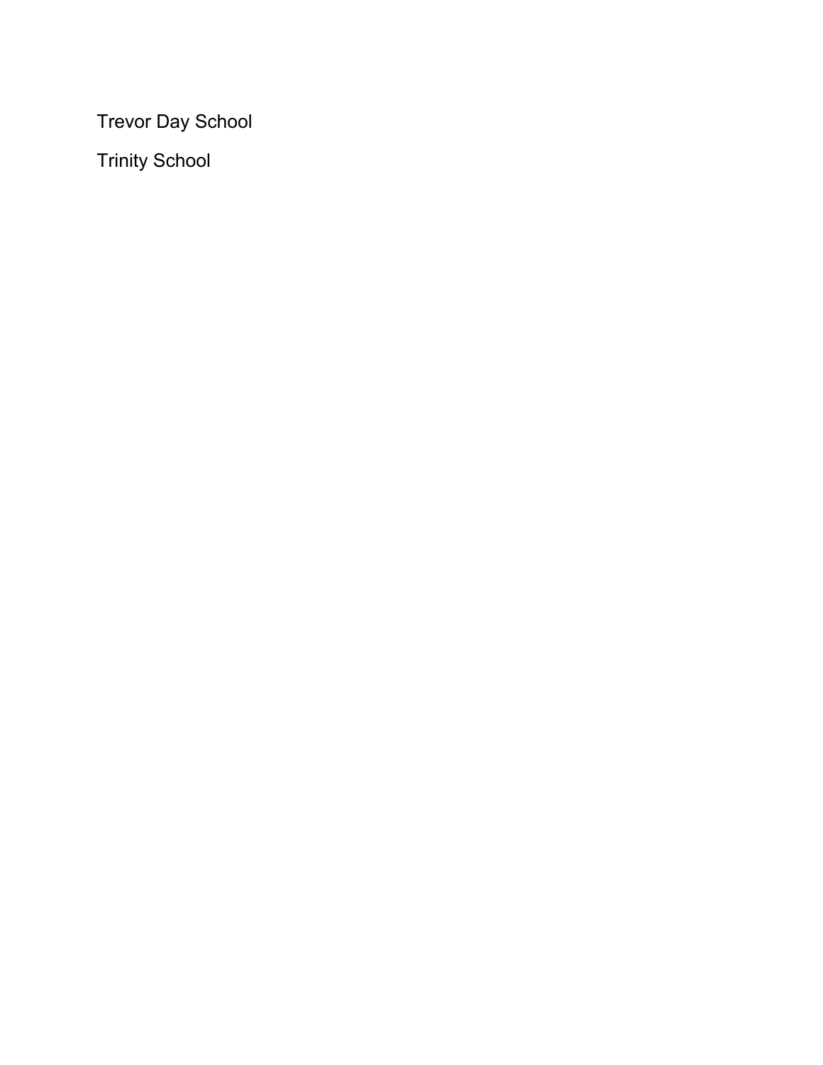Trevor Day School

Trinity School